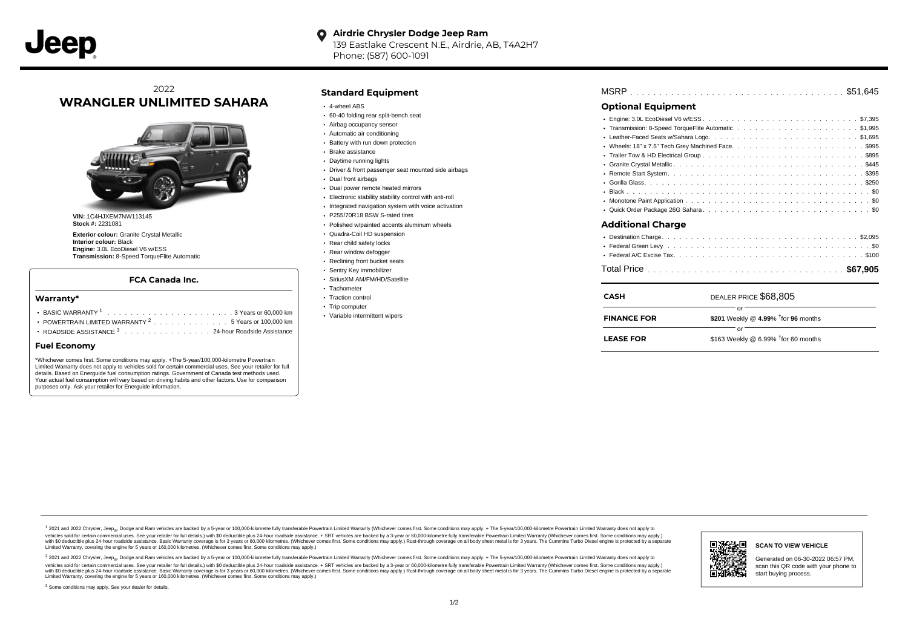Jeep

**Airdrie Chrysler Dodge Jeep Ram**
139 Eastlake Crescent N.E., Airdrie, AB, T4A2H7
Phone: (587) 600-1091

2022
# WRANGLER UNLIMITED SAHARA

**VIN:** 1C4HJXEM7NW113145
**Stock #:** 2231081

**Exterior colour:** Granite Crystal Metallic
**Interior colour:** Black
**Engine:** 3.0L EcoDiesel V6 w/ESS
**Transmission:** 8-Speed TorqueFlite Automatic

### FCA Canada Inc.

## Warranty*

- BASIC WARRANTY [1] . . . . . . . . . . 3 Years or 60,000 km
- POWERTRAIN LIMITED WARRANTY [2] . . . . . . . . . . 5 Years or 100,000 km
- ROADSIDE ASSISTANCE [3] . . . . . . . . . . 24-hour Roadside Assistance

## Fuel Economy

*Whichever comes first. Some conditions may apply. +The 5-year/100,000-kilometre Powertrain Limited Warranty does not apply to vehicles sold for certain commercial uses. See your retailer for full details. Based on Energuide fuel consumption ratings. Government of Canada test methods used. Your actual fuel consumption will vary based on driving habits and other factors. Use for comparison purposes only. Ask your retailer for Energuide information.

## Standard Equipment

- 4-wheel ABS
- 60-40 folding rear split-bench seat
- Airbag occupancy sensor
- Automatic air conditioning
- Battery with run down protection
- Brake assistance
- Daytime running lights
- Driver & front passenger seat mounted side airbags
- Dual front airbags
- Dual power remote heated mirrors
- Electronic stability stability control with anti-roll
- Integrated navigation system with voice activation
- P255/70R18 BSW S-rated tires
- Polished w/painted accents aluminum wheels
- Quadra-Coil HD suspension
- Rear child safety locks
- Rear window defogger
- Reclining front bucket seats
- Sentry Key immobilizer
- SiriusXM AM/FM/HD/Satellite
- Tachometer
- Traction control
- Trip computer
- Variable intermittent wipers

MSRP . . . . . . . . . . $51,645

## Optional Equipment

- Engine: 3.0L EcoDiesel V6 w/ESS . . . . . . . . . . $7,395
- Transmission: 8-Speed TorqueFlite Automatic . . . . . . . . . . $1,995
- Leather-Faced Seats w/Sahara Logo . . . . . . . . . . $1,695
- Wheels: 18" x 7.5" Tech Grey Machined Face . . . . . . . . . . $995
- Trailer Tow & HD Electrical Group . . . . . . . . . . $895
- Granite Crystal Metallic . . . . . . . . . . $445
- Remote Start System . . . . . . . . . . $395
- Gorilla Glass . . . . . . . . . . $250
- Black . . . . . . . . . . $0
- Monotone Paint Application . . . . . . . . . . $0
- Quick Order Package 26G Sahara . . . . . . . . . . $0

## Additional Charge

- Destination Charge . . . . . . . . . . $2,095
- Federal Green Levy . . . . . . . . . . $0
- Federal A/C Excise Tax . . . . . . . . . . $100

Total Price . . . . . . . . . . **$67,905**

| | |
|---|---|
| **CASH** | DEALER PRICE $68,805 |
| | or |
| **FINANCE FOR** | **$201** Weekly @ **4.99**% †for **96** months |
| | or |
| **LEASE FOR** | $163 Weekly @ 6.99% †for 60 months |

[1] 2021 and 2022 Chrysler, Jeep®, Dodge and Ram vehicles are backed by a 5-year or 100,000-kilometre fully transferable Powertrain Limited Warranty (Whichever comes first. Some conditions may apply. + The 5-year/100,000-kilometre Powertrain Limited Warranty does not apply to vehicles sold for certain commercial uses. See your retailer for full details.) with $0 deductible plus 24-hour roadside assistance. + SRT vehicles are backed by a 3-year or 60,000-kilometre fully transferable Powertrain Limited Warranty (Whichever comes first. Some conditions may apply.) with $0 deductible plus 24-hour roadside assistance. Basic Warranty coverage is for 3 years or 60,000 kilometres. (Whichever comes first. Some conditions may apply.) Rust-through coverage on all body sheet metal is for 3 years. The Cummins Turbo Diesel engine is protected by a separate Limited Warranty, covering the engine for 5 years or 160,000 kilometres. (Whichever comes first. Some conditions may apply.)

[2] 2021 and 2022 Chrysler, Jeep®, Dodge and Ram vehicles are backed by a 5-year or 100,000-kilometre fully transferable Powertrain Limited Warranty (Whichever comes first. Some conditions may apply. + The 5-year/100,000-kilometre Powertrain Limited Warranty does not apply to vehicles sold for certain commercial uses. See your retailer for full details.) with $0 deductible plus 24-hour roadside assistance. + SRT vehicles are backed by a 3-year or 60,000-kilometre fully transferable Powertrain Limited Warranty (Whichever comes first. Some conditions may apply.) with $0 deductible plus 24-hour roadside assistance. Basic Warranty coverage is for 3 years or 60,000 kilometres. (Whichever comes first. Some conditions may apply.) Rust-through coverage on all body sheet metal is for 3 years. The Cummins Turbo Diesel engine is protected by a separate Limited Warranty, covering the engine for 5 years or 160,000 kilometres. (Whichever comes first. Some conditions may apply.)

[3] Some conditions may apply. See your dealer for details.

**SCAN TO VIEW VEHICLE**

Generated on 06-30-2022 06:57 PM, scan this QR code with your phone to start buying process.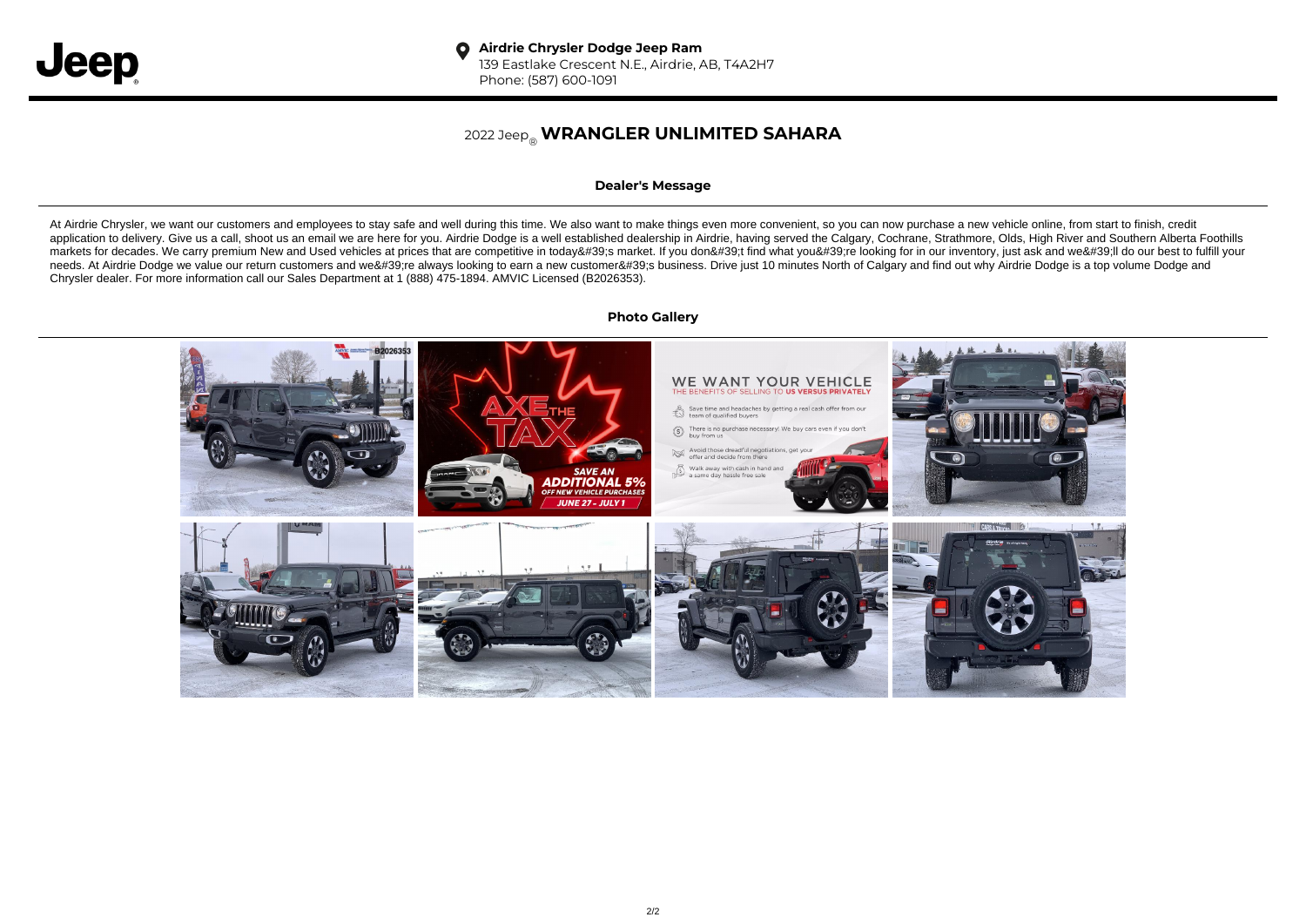Jeep

**Airdrie Chrysler Dodge Jeep Ram**
139 Eastlake Crescent N.E., Airdrie, AB, T4A2H7
Phone: (587) 600-1091

# 2022 Jeep® WRANGLER UNLIMITED SAHARA

## Dealer's Message

At Airdrie Chrysler, we want our customers and employees to stay safe and well during this time. We also want to make things even more convenient, so you can now purchase a new vehicle online, from start to finish, credit application to delivery. Give us a call, shoot us an email we are here for you. Airdrie Dodge is a well established dealership in Airdrie, having served the Calgary, Cochrane, Strathmore, Olds, High River and Southern Alberta Foothills markets for decades. We carry premium New and Used vehicles at prices that are competitive in today&#39;s market. If you don&#39;t find what you&#39;re looking for in our inventory, just ask and we&#39;ll do our best to fulfill your needs. At Airdrie Dodge we value our return customers and we&#39;re always looking to earn a new customer&#39;s business. Drive just 10 minutes North of Calgary and find out why Airdrie Dodge is a top volume Dodge and Chrysler dealer. For more information call our Sales Department at 1 (888) 475-1894. AMVIC Licensed (B2026353).

## Photo Gallery